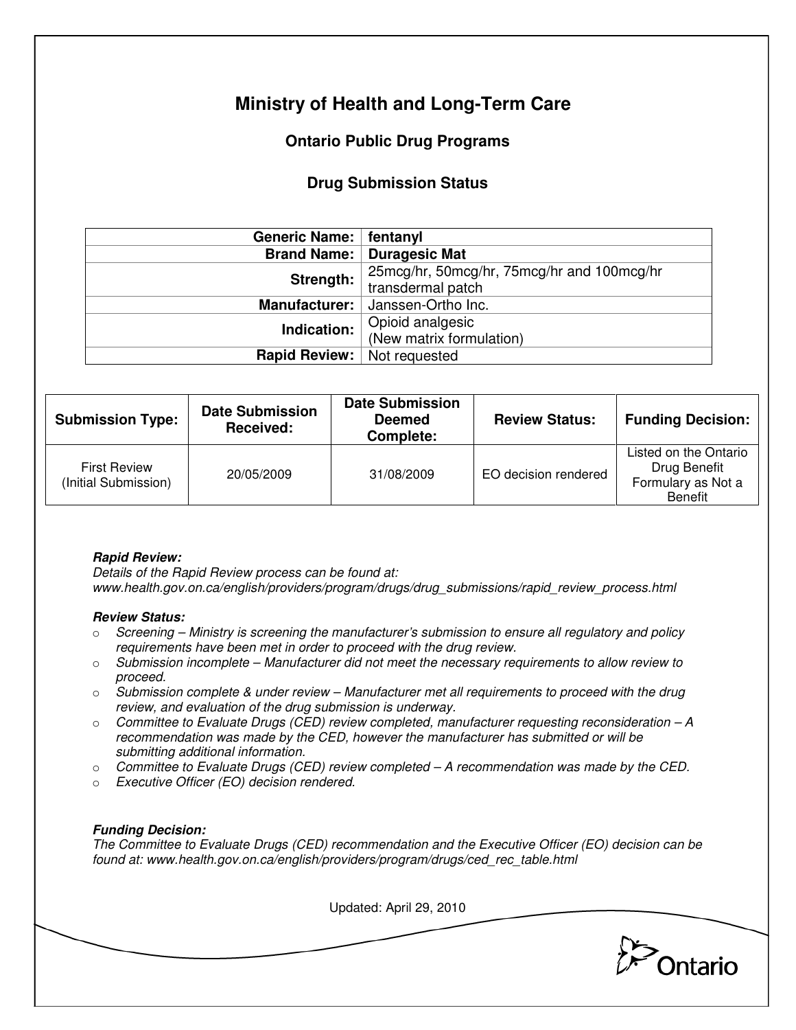# Ministry of Health and Long-Term Care

## Ontario Public Drug Programs

### Drug Submission Status

| | |
|---|---|
| **Generic Name:** | **fentanyl** |
| **Brand Name:** | **Duragesic Mat** |
| **Strength:** | 25mcg/hr, 50mcg/hr, 75mcg/hr and 100mcg/hr transdermal patch |
| **Manufacturer:** | Janssen-Ortho Inc. |
| **Indication:** | Opioid analgesic (New matrix formulation) |
| **Rapid Review:** | Not requested |

| Submission Type: | Date Submission Received: | Date Submission Deemed Complete: | Review Status: | Funding Decision: |
|---|---|---|---|---|
| First Review (Initial Submission) | 20/05/2009 | 31/08/2009 | EO decision rendered | Listed on the Ontario Drug Benefit Formulary as Not a Benefit |

***Rapid Review:***
*Details of the Rapid Review process can be found at:*
*www.health.gov.on.ca/english/providers/program/drugs/drug_submissions/rapid_review_process.html*

***Review Status:***

- *Screening – Ministry is screening the manufacturer's submission to ensure all regulatory and policy requirements have been met in order to proceed with the drug review.*
- *Submission incomplete – Manufacturer did not meet the necessary requirements to allow review to proceed.*
- *Submission complete & under review – Manufacturer met all requirements to proceed with the drug review, and evaluation of the drug submission is underway.*
- *Committee to Evaluate Drugs (CED) review completed, manufacturer requesting reconsideration – A recommendation was made by the CED, however the manufacturer has submitted or will be submitting additional information.*
- *Committee to Evaluate Drugs (CED) review completed – A recommendation was made by the CED.*
- *Executive Officer (EO) decision rendered.*

***Funding Decision:***
*The Committee to Evaluate Drugs (CED) recommendation and the Executive Officer (EO) decision can be found at: www.health.gov.on.ca/english/providers/program/drugs/ced_rec_table.html*

Updated: April 29, 2010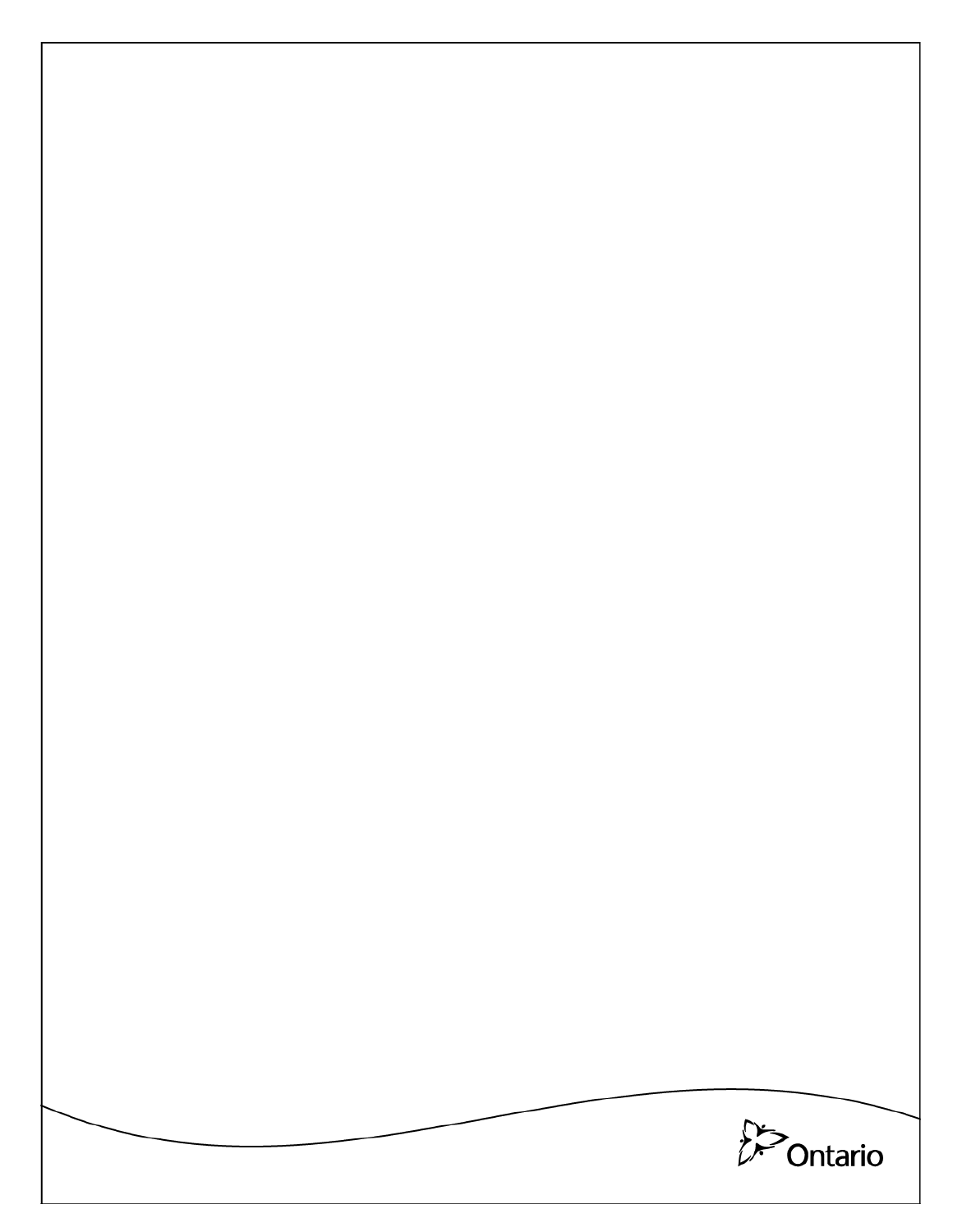Ontario